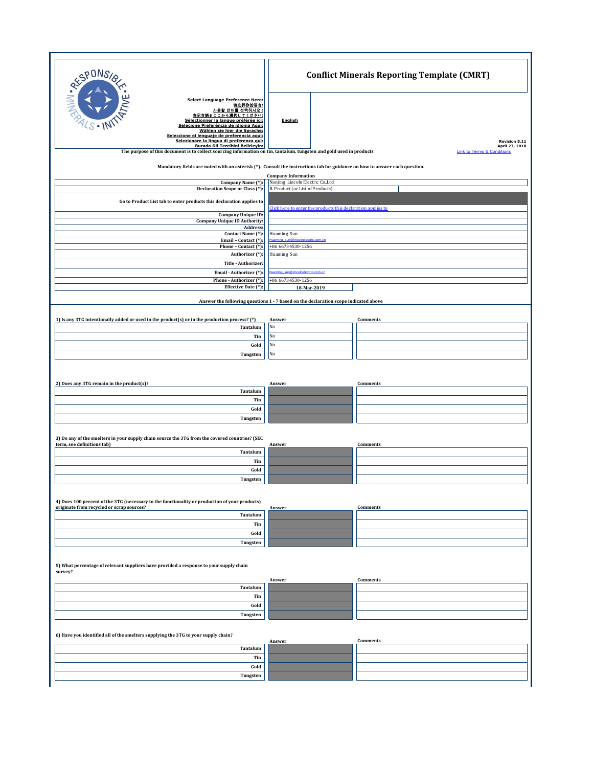# Conflict Minerals Reporting Template (CMRT)

Select Language Preference Here:
请选择你的语言:
사용할 언어를 선택하시오 :
表示言語をここから選択してください:
Sélectionner la langue préférée ici:
Selecione Preferência de idioma Aqui:
Wählen sie hier die Sprache:
Seleccione el lenguaje de preferencia aqui:
Selezionare la lingua di preferenza qui:
Burada Dil Tercihini Belirleyin:

**English**

Revision 5.11
April 27, 2018

The purpose of this document is to collect sourcing information on tin, tantalum, tungsten and gold used in products

Link to Terms & Conditions

Mandatory fields are noted with an asterisk (*). Consult the instructions tab for guidance on how to answer each question.

**Company Information**

| | |
|---|---|
| Company Name (*): | Nanjing Liocoln Electric Co.,Ltd |
| Declaration Scope or Class (*): | B. Product (or List of Products) |
| Go to Product List tab to enter products this declaration applies to | Click here to enter the products this declaration applies to |
| Company Unique ID: | |
| Company Unique ID Authority: | |
| Address: | |
| Contact Name (*): | Huaming Sun |
| Email – Contact (*): | Huaming_sun@lincolnelectric.com.cn |
| Phone – Contact (*): | +86 66734530-1256 |
| Authorizer (*): | Huaming Sun |
| Title - Authorizer: | |
| Email - Authorizer (*): | huaming_sun@lincolnelectric.com.cn |
| Phone - Authorizer (*): | +86 66734530-1256 |
| Effective Date (*): | 18-Mar-2019 |

Answer the following questions 1 - 7 based on the declaration scope indicated above

**1) Is any 3TG intentionally added or used in the product(s) or in the production process? (*)**

| | Answer | Comments |
|---|---|---|
| Tantalum | No | |
| Tin | No | |
| Gold | No | |
| Tungsten | No | |

**2) Does any 3TG remain in the product(s)?**

| | Answer | Comments |
|---|---|---|
| Tantalum | | |
| Tin | | |
| Gold | | |
| Tungsten | | |

**3) Do any of the smelters in your supply chain source the 3TG from the covered countries? (SEC term, see definitions tab)**

| | Answer | Comments |
|---|---|---|
| Tantalum | | |
| Tin | | |
| Gold | | |
| Tungsten | | |

**4) Does 100 percent of the 3TG (necessary to the functionality or production of your products) originate from recycled or scrap sources?**

| | Answer | Comments |
|---|---|---|
| Tantalum | | |
| Tin | | |
| Gold | | |
| Tungsten | | |

**5) What percentage of relevant suppliers have provided a response to your supply chain survey?**

| | Answer | Comments |
|---|---|---|
| Tantalum | | |
| Tin | | |
| Gold | | |
| Tungsten | | |

**6) Have you identified all of the smelters supplying the 3TG to your supply chain?**

| | Answer | Comments |
|---|---|---|
| Tantalum | | |
| Tin | | |
| Gold | | |
| Tungsten | | |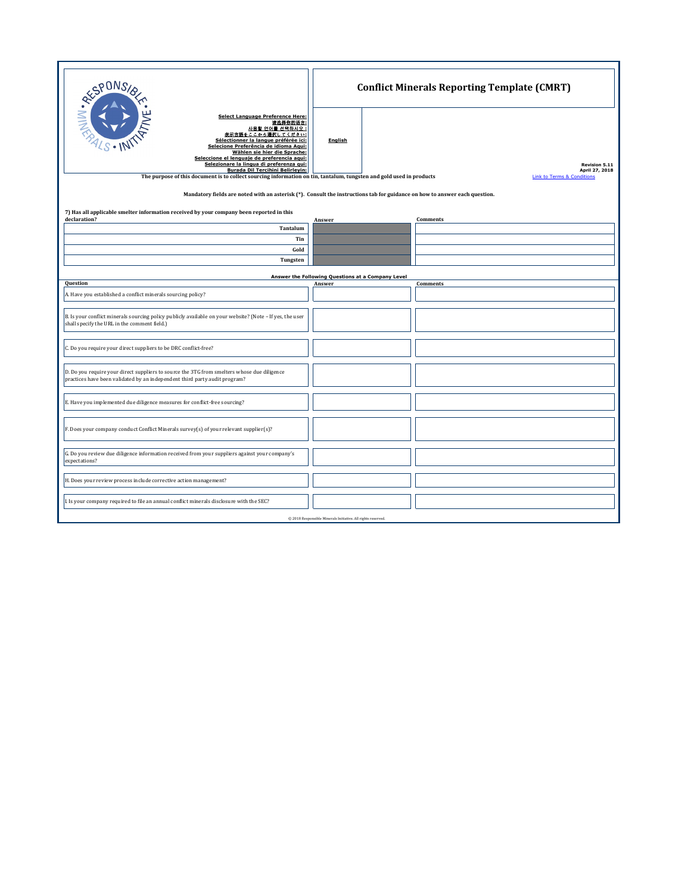Select Language Preference Here:
请选择你的语言:
사용할 언어를 선택하시오 :
表示言語をここから選択してください:
Sélectionner la langue préférée ici:
Selecione Preferência de idioma Aqui:
Wählen sie hier die Sprache:
Seleccione el lenguaje de preferencia aqui:
Selezionare la lingua di preferenza qui:
Burada Dil Tercihini Belirleyin:

**English**

# Conflict Minerals Reporting Template (CMRT)

**Revision 5.11**
**April 27, 2018**

Link to Terms & Conditions

**The purpose of this document is to collect sourcing information on tin, tantalum, tungsten and gold used in products**

**Mandatory fields are noted with an asterisk (*). Consult the instructions tab for guidance on how to answer each question.**

**7) Has all applicable smelter information received by your company been reported in this declaration?**

| | Answer | Comments |
|---|---|---|
| **Tantalum** | | |
| **Tin** | | |
| **Gold** | | |
| **Tungsten** | | |

**Answer the Following Questions at a Company Level**

| Question | Answer | Comments |
|---|---|---|
| A. Have you established a conflict minerals sourcing policy? | | |
| B. Is your conflict minerals sourcing policy publicly available on your website? (Note – If yes, the user shall specify the URL in the comment field.) | | |
| C. Do you require your direct suppliers to be DRC conflict-free? | | |
| D. Do you require your direct suppliers to source the 3TG from smelters whose due diligence practices have been validated by an independent third party audit program? | | |
| E. Have you implemented due diligence measures for conflict-free sourcing? | | |
| F. Does your company conduct Conflict Minerals survey(s) of your relevant supplier(s)? | | |
| G. Do you review due diligence information received from your suppliers against your company's expectations? | | |
| H. Does your review process include corrective action management? | | |
| I. Is your company required to file an annual conflict minerals disclosure with the SEC? | | |

© 2018 Responsible Minerals Initiative. All rights reserved.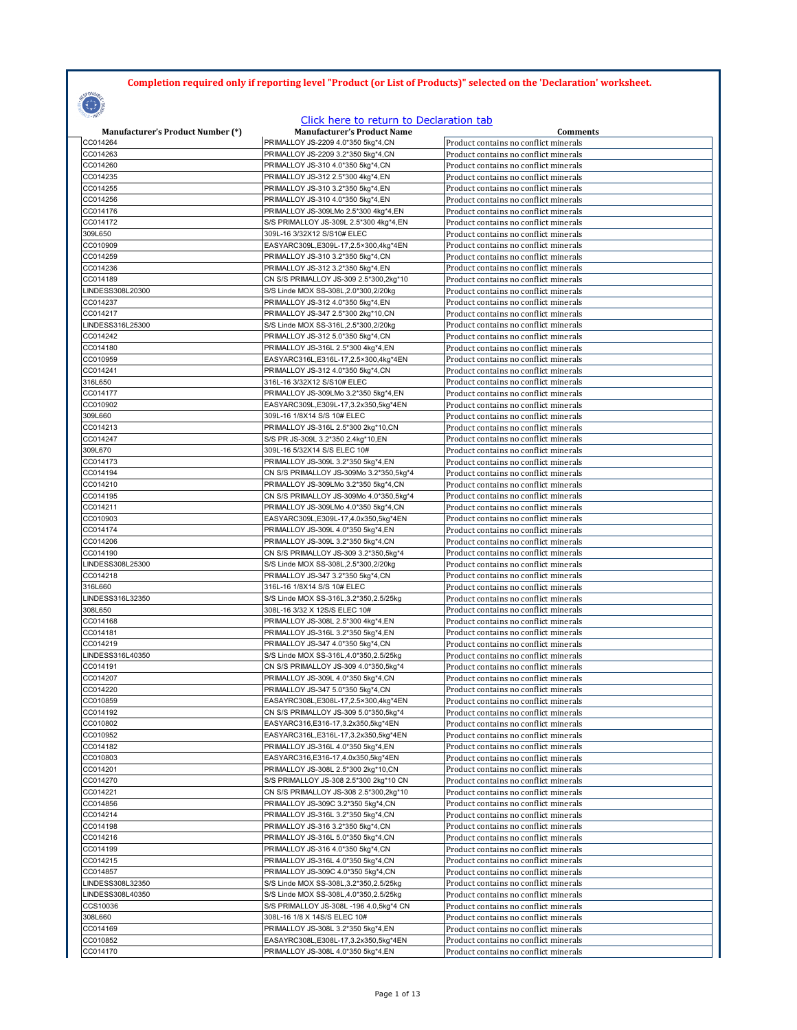**Completion required only if reporting level "Product (or List of Products)" selected on the 'Declaration' worksheet.**

Click here to return to Declaration tab

| Manufacturer's Product Number (*) | Manufacturer's Product Name | Comments |
|---|---|---|
| CC014264 | PRIMALLOY JS-2209 4.0*350 5kg*4,CN | Product contains no conflict minerals |
| CC014263 | PRIMALLOY JS-2209 3.2*350 5kg*4,CN | Product contains no conflict minerals |
| CC014260 | PRIMALLOY JS-310 4.0*350 5kg*4,CN | Product contains no conflict minerals |
| CC014235 | PRIMALLOY JS-312 2.5*300 4kg*4,EN | Product contains no conflict minerals |
| CC014255 | PRIMALLOY JS-310 3.2*350 5kg*4,EN | Product contains no conflict minerals |
| CC014256 | PRIMALLOY JS-310 4.0*350 5kg*4,EN | Product contains no conflict minerals |
| CC014176 | PRIMALLOY JS-309LMo 2.5*300 4kg*4,EN | Product contains no conflict minerals |
| CC014172 | S/S PRIMALLOY JS-309L 2.5*300 4kg*4,EN | Product contains no conflict minerals |
| 309L650 | 309L-16 3/32X12 S/S10# ELEC | Product contains no conflict minerals |
| CC010909 | EASYARC309L,E309L-17,2.5×300,4kg*4EN | Product contains no conflict minerals |
| CC014259 | PRIMALLOY JS-310 3.2*350 5kg*4,CN | Product contains no conflict minerals |
| CC014236 | PRIMALLOY JS-312 3.2*350 5kg*4,EN | Product contains no conflict minerals |
| CC014189 | CN S/S PRIMALLOY JS-309 2.5*300,2kg*10 | Product contains no conflict minerals |
| LINDESS308L20300 | S/S Linde MOX SS-308L,2.0*300,2/20kg | Product contains no conflict minerals |
| CC014237 | PRIMALLOY JS-312 4.0*350 5kg*4,EN | Product contains no conflict minerals |
| CC014217 | PRIMALLOY JS-347 2.5*300 2kg*10,CN | Product contains no conflict minerals |
| LINDESS316L25300 | S/S Linde MOX SS-316L,2.5*300,2/20kg | Product contains no conflict minerals |
| CC014242 | PRIMALLOY JS-312 5.0*350 5kg*4,CN | Product contains no conflict minerals |
| CC014180 | PRIMALLOY JS-316L 2.5*300 4kg*4,EN | Product contains no conflict minerals |
| CC010959 | EASYARC316L,E316L-17,2.5×300,4kg*4EN | Product contains no conflict minerals |
| CC014241 | PRIMALLOY JS-312 4.0*350 5kg*4,CN | Product contains no conflict minerals |
| 316L650 | 316L-16 3/32X12 S/S10# ELEC | Product contains no conflict minerals |
| CC014177 | PRIMALLOY JS-309LMo 3.2*350 5kg*4,EN | Product contains no conflict minerals |
| CC010902 | EASYARC309L,E309L-17,3.2x350,5kg*4EN | Product contains no conflict minerals |
| 309L660 | 309L-16 1/8X14 S/S 10# ELEC | Product contains no conflict minerals |
| CC014213 | PRIMALLOY JS-316L 2.5*300 2kg*10,CN | Product contains no conflict minerals |
| CC014247 | S/S PR JS-309L 3.2*350 2.4kg*10,EN | Product contains no conflict minerals |
| 309L670 | 309L-16 5/32X14 S/S ELEC 10# | Product contains no conflict minerals |
| CC014173 | PRIMALLOY JS-309L 3.2*350 5kg*4,EN | Product contains no conflict minerals |
| CC014194 | CN S/S PRIMALLOY JS-309Mo 3.2*350,5kg*4 | Product contains no conflict minerals |
| CC014210 | PRIMALLOY JS-309LMo 3.2*350 5kg*4,CN | Product contains no conflict minerals |
| CC014195 | CN S/S PRIMALLOY JS-309Mo 4.0*350,5kg*4 | Product contains no conflict minerals |
| CC014211 | PRIMALLOY JS-309LMo 4.0*350 5kg*4,CN | Product contains no conflict minerals |
| CC010903 | EASYARC309L,E309L-17,4.0x350,5kg*4EN | Product contains no conflict minerals |
| CC014174 | PRIMALLOY JS-309L 4.0*350 5kg*4,EN | Product contains no conflict minerals |
| CC014206 | PRIMALLOY JS-309L 3.2*350 5kg*4,CN | Product contains no conflict minerals |
| CC014190 | CN S/S PRIMALLOY JS-309 3.2*350,5kg*4 | Product contains no conflict minerals |
| LINDESS308L25300 | S/S Linde MOX SS-308L,2.5*300,2/20kg | Product contains no conflict minerals |
| CC014218 | PRIMALLOY JS-347 3.2*350 5kg*4,CN | Product contains no conflict minerals |
| 316L660 | 316L-16 1/8X14 S/S 10# ELEC | Product contains no conflict minerals |
| LINDESS316L32350 | S/S Linde MOX SS-316L,3.2*350,2.5/25kg | Product contains no conflict minerals |
| 308L650 | 308L-16 3/32 X 12S/S ELEC 10# | Product contains no conflict minerals |
| CC014168 | PRIMALLOY JS-308L 2.5*300 4kg*4,EN | Product contains no conflict minerals |
| CC014181 | PRIMALLOY JS-316L 3.2*350 5kg*4,EN | Product contains no conflict minerals |
| CC014219 | PRIMALLOY JS-347 4.0*350 5kg*4,CN | Product contains no conflict minerals |
| LINDESS316L40350 | S/S Linde MOX SS-316L,4.0*350,2.5/25kg | Product contains no conflict minerals |
| CC014191 | CN S/S PRIMALLOY JS-309 4.0*350,5kg*4 | Product contains no conflict minerals |
| CC014207 | PRIMALLOY JS-309L 4.0*350 5kg*4,CN | Product contains no conflict minerals |
| CC014220 | PRIMALLOY JS-347 5.0*350 5kg*4,CN | Product contains no conflict minerals |
| CC010859 | EASYARC308L,E308L-17,2.5×300,4kg*4EN | Product contains no conflict minerals |
| CC014192 | CN S/S PRIMALLOY JS-309 5.0*350,5kg*4 | Product contains no conflict minerals |
| CC010802 | EASYARC316,E316-17,3.2x350,5kg*4EN | Product contains no conflict minerals |
| CC010952 | EASYARC316L,E316L-17,3.2x350,5kg*4EN | Product contains no conflict minerals |
| CC014182 | PRIMALLOY JS-316L 4.0*350 5kg*4,EN | Product contains no conflict minerals |
| CC010803 | EASYARC316,E316-17,4.0x350,5kg*4EN | Product contains no conflict minerals |
| CC014201 | PRIMALLOY JS-308L 2.5*300 2kg*10,CN | Product contains no conflict minerals |
| CC014270 | S/S PRIMALLOY JS-308 2.5*300 2kg*10 CN | Product contains no conflict minerals |
| CC014221 | CN S/S PRIMALLOY JS-308 2.5*300,2kg*10 | Product contains no conflict minerals |
| CC014856 | PRIMALLOY JS-309C 3.2*350 5kg*4,CN | Product contains no conflict minerals |
| CC014214 | PRIMALLOY JS-316L 3.2*350 5kg*4,CN | Product contains no conflict minerals |
| CC014198 | PRIMALLOY JS-316 3.2*350 5kg*4,CN | Product contains no conflict minerals |
| CC014216 | PRIMALLOY JS-316L 5.0*350 5kg*4,CN | Product contains no conflict minerals |
| CC014199 | PRIMALLOY JS-316 4.0*350 5kg*4,CN | Product contains no conflict minerals |
| CC014215 | PRIMALLOY JS-316L 4.0*350 5kg*4,CN | Product contains no conflict minerals |
| CC014857 | PRIMALLOY JS-309C 4.0*350 5kg*4,CN | Product contains no conflict minerals |
| LINDESS308L32350 | S/S Linde MOX SS-308L,3.2*350,2.5/25kg | Product contains no conflict minerals |
| LINDESS308L40350 | S/S Linde MOX SS-308L,4.0*350,2.5/25kg | Product contains no conflict minerals |
| CCS10036 | S/S PRIMALLOY JS-308L -196 4.0,5kg*4 CN | Product contains no conflict minerals |
| 308L660 | 308L-16 1/8 X 14S/S ELEC 10# | Product contains no conflict minerals |
| CC014169 | PRIMALLOY JS-308L 3.2*350 5kg*4,EN | Product contains no conflict minerals |
| CC010852 | EASAYRC308L,E308L-17,3.2x350,5kg*4EN | Product contains no conflict minerals |
| CC014170 | PRIMALLOY JS-308L 4.0*350 5kg*4,EN | Product contains no conflict minerals |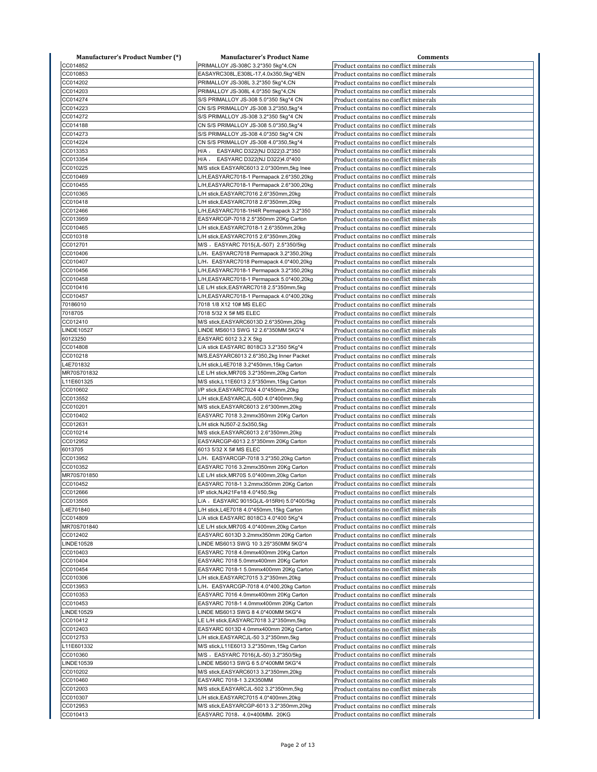| Manufacturer's Product Number (*) | Manufacturer's Product Name | Comments |
|---|---|---|
| CC014852 | PRIMALLOY JS-308C 3.2*350 5kg*4,CN | Product contains no conflict minerals |
| CC010853 | EASAYRC308L,E308L-17,4.0x350,5kg*4EN | Product contains no conflict minerals |
| CC014202 | PRIMALLOY JS-308L 3.2*350 5kg*4,CN | Product contains no conflict minerals |
| CC014203 | PRIMALLOY JS-308L 4.0*350 5kg*4,CN | Product contains no conflict minerals |
| CC014274 | S/S PRIMALLOY JS-308 5.0*350 5kg*4 CN | Product contains no conflict minerals |
| CC014223 | CN S/S PRIMALLOY JS-308 3.2*350,5kg*4 | Product contains no conflict minerals |
| CC014272 | S/S PRIMALLOY JS-308 3.2*350 5kg*4 CN | Product contains no conflict minerals |
| CC014188 | CN S/S PRIMALLOY JS-308 5.0*350,5kg*4 | Product contains no conflict minerals |
| CC014273 | S/S PRIMALLOY JS-308 4.0*350 5kg*4 CN | Product contains no conflict minerals |
| CC014224 | CN S/S PRIMALLOY JS-308 4.0*350,5kg*4 | Product contains no conflict minerals |
| CC013353 | H/A， EASYARC D322(NJ D322)3.2*350 | Product contains no conflict minerals |
| CC013354 | H/A， EASYARC D322(NJ D322)4.0*400 | Product contains no conflict minerals |
| CC010225 | M/S stick EASYARC6013 2.0*300mm,5kg Inee | Product contains no conflict minerals |
| CC010469 | L/H,EASYARC7018-1 Permapack 2.6*350,20kg | Product contains no conflict minerals |
| CC010455 | L/H,EASYARC7018-1 Permapack 2.6*300,20kg | Product contains no conflict minerals |
| CC010365 | L/H stick,EASYARC7016 2.6*350mm,20kg | Product contains no conflict minerals |
| CC010418 | L/H stick,EASYARC7018 2.6*350mm,20kg | Product contains no conflict minerals |
| CC012466 | L/H,EASYARC7018-1H4R Permapack 3.2*350 | Product contains no conflict minerals |
| CC013959 | EASYARCGP-7018 2.5*350mm 20Kg Carton | Product contains no conflict minerals |
| CC010465 | L/H stick,EASYARC7018-1 2.6*350mm,20kg | Product contains no conflict minerals |
| CC010318 | L/H stick,EASYARC7015 2.6*350mm,20kg | Product contains no conflict minerals |
| CC012701 | M/S， EASYARC 7015(JL-507) 2.5*350/5kg | Product contains no conflict minerals |
| CC010406 | L/H，EASYARC7018 Permapack 3.2*350,20kg | Product contains no conflict minerals |
| CC010407 | L/H，EASYARC7018 Permapack 4.0*400,20kg | Product contains no conflict minerals |
| CC010456 | L/H,EASYARC7018-1 Permapack 3.2*350,20kg | Product contains no conflict minerals |
| CC010458 | L/H,EASYARC7018-1 Permapack 5.0*400,20kg | Product contains no conflict minerals |
| CC010416 | LE L/H stick,EASYARC7018 2.5*350mm,5kg | Product contains no conflict minerals |
| CC010457 | L/H,EASYARC7018-1 Permapack 4.0*400,20kg | Product contains no conflict minerals |
| 70186010 | 7018 1/8 X12 10# MS ELEC | Product contains no conflict minerals |
| 7018705 | 7018 5/32 X 5# MS ELEC | Product contains no conflict minerals |
| CC012410 | M/S stick,EASYARC6013D 2.6*350mm,20kg | Product contains no conflict minerals |
| LINDE10527 | LINDE MS6013 SWG 12 2.6*350MM 5KG*4 | Product contains no conflict minerals |
| 60123250 | EASYARC 6012 3.2 X 5kg | Product contains no conflict minerals |
| CC014808 | L/A stick EASYARC 8018C3 3.2*350 5Kg*4 | Product contains no conflict minerals |
| CC010218 | M/S,EASYARC6013 2.6*350,2kg Inner Packet | Product contains no conflict minerals |
| L4E701832 | L/H stick,L4E7018 3.2*450mm,15kg Carton | Product contains no conflict minerals |
| MR70S701832 | LE L/H stick,MR70S 3.2*350mm,20kg Carton | Product contains no conflict minerals |
| L11E601325 | M/S stick,L11E6013 2.5*350mm,15kg Carton | Product contains no conflict minerals |
| CC010602 | I/P stick,EASYARC7024 4.0*450mm,20kg | Product contains no conflict minerals |
| CC013552 | L/H stick,EASYARCJL-50D 4.0*400mm,5kg | Product contains no conflict minerals |
| CC010201 | M/S stick,EASYARC6013 2.6*300mm,20kg | Product contains no conflict minerals |
| CC010402 | EASYARC 7018 3.2mmx350mm 20Kg Carton | Product contains no conflict minerals |
| CC012631 | L/H stick NJ507-2.5x350,5kg | Product contains no conflict minerals |
| CC010214 | M/S stick,EASYARC6013 2.6*350mm,20kg | Product contains no conflict minerals |
| CC012952 | EASYARCGP-6013 2.5*350mm 20Kg Carton | Product contains no conflict minerals |
| 6013705 | 6013 5/32 X 5# MS ELEC | Product contains no conflict minerals |
| CC013952 | L/H，EASYARCGP-7018 3.2*350,20kg Carton | Product contains no conflict minerals |
| CC010352 | EASYARC 7016 3.2mmx350mm 20Kg Carton | Product contains no conflict minerals |
| MR70S701850 | LE L/H stick,MR70S 5.0*400mm,20kg Carton | Product contains no conflict minerals |
| CC010452 | EASYARC 7018-1 3.2mmx350mm 20Kg Carton | Product contains no conflict minerals |
| CC012666 | I/P stick,NJ421Fe18 4.0*450,5kg | Product contains no conflict minerals |
| CC013505 | L/A， EASYARC 9015G(JL-915RH) 5.0*400/5kg | Product contains no conflict minerals |
| L4E701840 | L/H stick,L4E7018 4.0*450mm,15kg Carton | Product contains no conflict minerals |
| CC014809 | L/A stick EASYARC 8018C3 4.0*400 5Kg*4 | Product contains no conflict minerals |
| MR70S701840 | LE L/H stick,MR70S 4.0*400mm,20kg Carton | Product contains no conflict minerals |
| CC012402 | EASYARC 6013D 3.2mmx350mm 20Kg Carton | Product contains no conflict minerals |
| LINDE10528 | LINDE MS6013 SWG 10 3.25*350MM 5KG*4 | Product contains no conflict minerals |
| CC010403 | EASYARC 7018 4.0mmx400mm 20Kg Carton | Product contains no conflict minerals |
| CC010404 | EASYARC 7018 5.0mmx400mm 20Kg Carton | Product contains no conflict minerals |
| CC010454 | EASYARC 7018-1 5.0mmx400mm 20Kg Carton | Product contains no conflict minerals |
| CC010306 | L/H stick,EASYARC7015 3.2*350mm,20kg | Product contains no conflict minerals |
| CC013953 | L/H，EASYARCGP-7018 4.0*400,20kg Carton | Product contains no conflict minerals |
| CC010353 | EASYARC 7016 4.0mmx400mm 20Kg Carton | Product contains no conflict minerals |
| CC010453 | EASYARC 7018-1 4.0mmx400mm 20Kg Carton | Product contains no conflict minerals |
| LINDE10529 | LINDE MS6013 SWG 8 4.0*400MM 5KG*4 | Product contains no conflict minerals |
| CC010412 | LE L/H stick,EASYARC7018 3.2*350mm,5kg | Product contains no conflict minerals |
| CC012403 | EASYARC 6013D 4.0mmx400mm 20Kg Carton | Product contains no conflict minerals |
| CC012753 | L/H stick,EASYARCJL-50 3.2*350mm,5kg | Product contains no conflict minerals |
| L11E601332 | M/S stick,L11E6013 3.2*350mm,15kg Carton | Product contains no conflict minerals |
| CC010360 | M/S， EASYARC 7016(JL-50) 3.2*350/5kg | Product contains no conflict minerals |
| LINDE10539 | LINDE MS6013 SWG 6 5.0*400MM 5KG*4 | Product contains no conflict minerals |
| CC010202 | M/S stick,EASYARC6013 3.2*350mm,20kg | Product contains no conflict minerals |
| CC010460 | EASYARC 7018-1 3.2X350MM | Product contains no conflict minerals |
| CC012003 | M/S stick,EASYARCJL-502 3.2*350mm,5kg | Product contains no conflict minerals |
| CC010307 | L/H stick,EASYARC7015 4.0*400mm,20kg | Product contains no conflict minerals |
| CC012953 | M/S stick,EASYARCGP-6013 3.2*350mm,20kg | Product contains no conflict minerals |
| CC010413 | EASYARC 7018，4.0×400MM，20KG | Product contains no conflict minerals |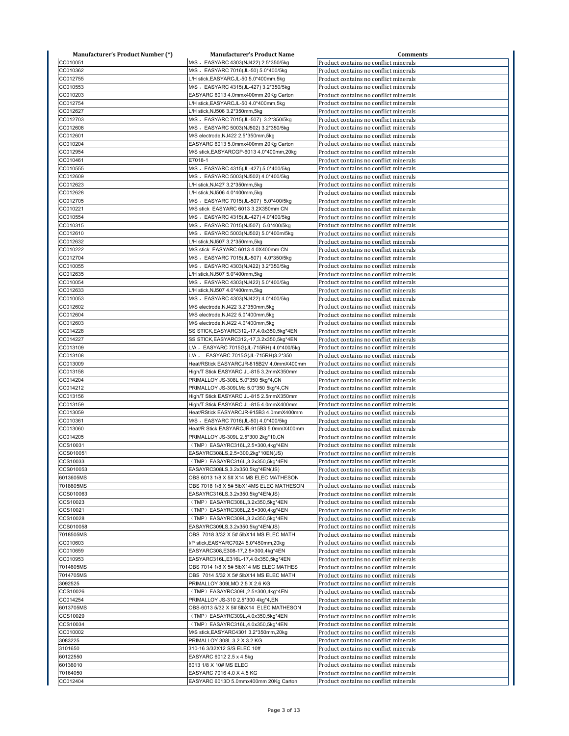| Manufacturer's Product Number (*) | Manufacturer's Product Name | Comments |
|---|---|---|
| CC010051 | M/S，EASYARC 4303(NJ422) 2.5*350/5kg | Product contains no conflict minerals |
| CC010362 | M/S，EASYARC 7016(JL-50) 5.0*400/5kg | Product contains no conflict minerals |
| CC012755 | L/H stick,EASYARCJL-50 5.0*400mm,5kg | Product contains no conflict minerals |
| CC010553 | M/S，EASYARC 4315(JL-427) 3.2*350/5kg | Product contains no conflict minerals |
| CC010203 | EASYARC 6013 4.0mmx400mm 20Kg Carton | Product contains no conflict minerals |
| CC012754 | L/H stick,EASYARCJL-50 4.0*400mm,5kg | Product contains no conflict minerals |
| CC012627 | L/H stick,NJ506 3.2*350mm,5kg | Product contains no conflict minerals |
| CC012703 | M/S，EASYARC 7015(JL-507) 3.2*350/5kg | Product contains no conflict minerals |
| CC012608 | M/S，EASYARC 5003(NJ502) 3.2*350/5kg | Product contains no conflict minerals |
| CC012601 | M/S electrode,NJ422 2.5*350mm,5kg | Product contains no conflict minerals |
| CC010204 | EASYARC 6013 5.0mmx400mm 20Kg Carton | Product contains no conflict minerals |
| CC012954 | M/S stick,EASYARCGP-6013 4.0*400mm,20kg | Product contains no conflict minerals |
| CC010461 | E7018-1 | Product contains no conflict minerals |
| CC010555 | M/S，EASYARC 4315(JL-427) 5.0*400/5kg | Product contains no conflict minerals |
| CC012609 | M/S，EASYARC 5003(NJ502) 4.0*400/5kg | Product contains no conflict minerals |
| CC012623 | L/H stick,NJ427 3.2*350mm,5kg | Product contains no conflict minerals |
| CC012628 | L/H stick,NJ506 4.0*400mm,5kg | Product contains no conflict minerals |
| CC012705 | M/S，EASYARC 7015(JL-507) 5.0*400/5kg | Product contains no conflict minerals |
| CC010221 | M/S stick EASYARC 6013 3.2X350mm CN | Product contains no conflict minerals |
| CC010554 | M/S，EASYARC 4315(JL-427) 4.0*400/5kg | Product contains no conflict minerals |
| CC010315 | M/S，EASYARC 7015(NJ507) 5.0*400/5kg | Product contains no conflict minerals |
| CC012610 | M/S，EASYARC 5003(NJ502) 5.0*400m/5kg | Product contains no conflict minerals |
| CC012632 | L/H stick,NJ507 3.2*350mm,5kg | Product contains no conflict minerals |
| CC010222 | M/S stick EASYARC 6013 4.0X400mm CN | Product contains no conflict minerals |
| CC012704 | M/S，EASYARC 7015(JL-507) 4.0*350/5kg | Product contains no conflict minerals |
| CC010055 | M/S，EASYARC 4303(NJ422) 3.2*350/5kg | Product contains no conflict minerals |
| CC012635 | L/H stick,NJ507 5.0*400mm,5kg | Product contains no conflict minerals |
| CC010054 | M/S，EASYARC 4303(NJ422) 5.0*400/5kg | Product contains no conflict minerals |
| CC012633 | L/H stick,NJ507 4.0*400mm,5kg | Product contains no conflict minerals |
| CC010053 | M/S，EASYARC 4303(NJ422) 4.0*400/5kg | Product contains no conflict minerals |
| CC012602 | M/S electrode,NJ422 3.2*350mm,5kg | Product contains no conflict minerals |
| CC012604 | M/S electrode,NJ422 5.0*400mm,5kg | Product contains no conflict minerals |
| CC012603 | M/S electrode,NJ422 4.0*400mm,5kg | Product contains no conflict minerals |
| CC014228 | SS STICK,EASYARC312,-17,4.0x350,5kg*4EN | Product contains no conflict minerals |
| CC014227 | SS STICK,EASYARC312,-17,3.2x350,5kg*4EN | Product contains no conflict minerals |
| CC013109 | L/A，EASYARC 7015G(JL-715RH) 4.0*400/5kg | Product contains no conflict minerals |
| CC013108 | L/A， EASYARC 7015G(JL-715RH)3.2*350 | Product contains no conflict minerals |
| CC013009 | Heat/RStick EASYARCJR-815B2V 4.0mmX400mm | Product contains no conflict minerals |
| CC013158 | High/T Stick EASYARC JL-815 3.2mmX350mm | Product contains no conflict minerals |
| CC014204 | PRIMALLOY JS-308L 5.0*350 5kg*4,CN | Product contains no conflict minerals |
| CC014212 | PRIMALLOY JS-309LMo 5.0*350 5kg*4,CN | Product contains no conflict minerals |
| CC013156 | High/T Stick EASYARC JL-815 2.5mmX350mm | Product contains no conflict minerals |
| CC013159 | High/T Stick EASYARC JL-815 4.0mmX400mm | Product contains no conflict minerals |
| CC013059 | Heat/RStick EASYARCJR-915B3 4.0mmX400mm | Product contains no conflict minerals |
| CC010361 | M/S，EASYARC 7016(JL-50) 4.0*400/5kg | Product contains no conflict minerals |
| CC013060 | Heat/R Stick EASYARCJR-915B3 5.0mmX400mm | Product contains no conflict minerals |
| CC014205 | PRIMALLOY JS-309L 2.5*300 2kg*10,CN | Product contains no conflict minerals |
| CCS10031 | （TMP）EASAYRC316L,2.5×300,4kg*4EN | Product contains no conflict minerals |
| CCS010051 | EASAYRC308LS,2.5×300,2kg*10EN(JS) | Product contains no conflict minerals |
| CCS10033 | （TMP）EASAYRC316L,3.2x350,5kg*4EN | Product contains no conflict minerals |
| CCS010053 | EASAYRC308LS,3.2x350,5kg*4EN(JS) | Product contains no conflict minerals |
| 6013605MS | OBS 6013 1/8 X 5# X14 MS ELEC MATHESON | Product contains no conflict minerals |
| 7018605MS | OBS 7018 1/8 X 5# 5lbX14MS ELEC MATHESON | Product contains no conflict minerals |
| CCS010063 | EASAYRC316LS,3.2x350,5kg*4EN(JS) | Product contains no conflict minerals |
| CCS10023 | （TMP）EASAYRC308L,3.2x350,5kg*4EN | Product contains no conflict minerals |
| CCS10021 | （TMP）EASAYRC308L,2.5×300,4kg*4EN | Product contains no conflict minerals |
| CCS10028 | （TMP）EASAYRC309L,3.2x350,5kg*4EN | Product contains no conflict minerals |
| CCS010058 | EASAYRC309LS,3.2x350,5kg*4EN(JS) | Product contains no conflict minerals |
| 7018505MS | OBS 7018 3/32 X 5# 5lbX14 MS ELEC MATH | Product contains no conflict minerals |
| CC010603 | I/P stick,EASYARC7024 5.0*450mm,20kg | Product contains no conflict minerals |
| CC010659 | EASYARC308,E308-17,2.5×300,4kg*4EN | Product contains no conflict minerals |
| CC010953 | EASYARC316L,E316L-17,4.0x350,5kg*4EN | Product contains no conflict minerals |
| 7014605MS | OBS 7014 1/8 X 5# 5lbX14 MS ELEC MATHES | Product contains no conflict minerals |
| 7014705MS | OBS 7014 5/32 X 5# 5lbX14 MS ELEC MATH | Product contains no conflict minerals |
| 3092525 | PRIMALLOY 309LMO 2.5 X 2.6 KG | Product contains no conflict minerals |
| CCS10026 | （TMP）EASAYRC309L,2.5×300,4kg*4EN | Product contains no conflict minerals |
| CC014254 | PRIMALLOY JS-310 2.5*300 4kg*4,EN | Product contains no conflict minerals |
| 6013705MS | OBS-6013 5/32 X 5# 5lbX14 ELEC MATHESON | Product contains no conflict minerals |
| CCS10029 | （TMP）EASAYRC309L,4.0x350,5kg*4EN | Product contains no conflict minerals |
| CCS10034 | （TMP）EASAYRC316L,4.0x350,5kg*4EN | Product contains no conflict minerals |
| CC010002 | M/S stick,EASYARC4301 3.2*350mm,20kg | Product contains no conflict minerals |
| 3083225 | PRIMALLOY 308L 3.2 X 3.2 KG | Product contains no conflict minerals |
| 3101650 | 310-16 3/32X12 S/S ELEC 10# | Product contains no conflict minerals |
| 60122550 | EASYARC 6012 2.5 x 4.5kg | Product contains no conflict minerals |
| 60136010 | 6013 1/8 X 10# MS ELEC | Product contains no conflict minerals |
| 70164050 | EASYARC 7016 4.0 X 4.5 KG | Product contains no conflict minerals |
| CC012404 | EASYARC 6013D 5.0mmx400mm 20Kg Carton | Product contains no conflict minerals |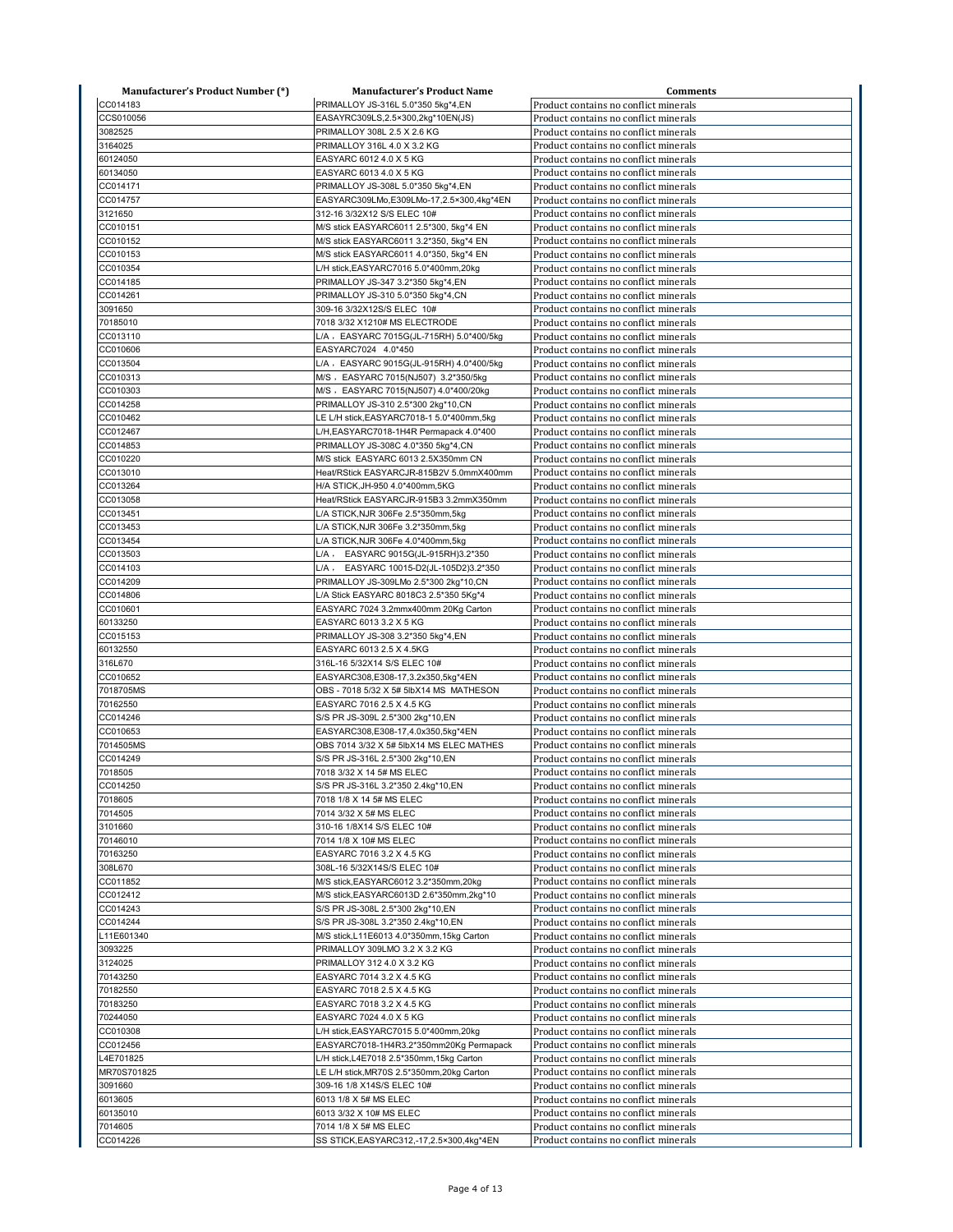| Manufacturer's Product Number (*) | Manufacturer's Product Name | Comments |
|---|---|---|
| CC014183 | PRIMALLOY JS-316L 5.0*350 5kg*4,EN | Product contains no conflict minerals |
| CCS010056 | EASAYRC309LS,2.5×300,2kg*10EN(JS) | Product contains no conflict minerals |
| 3082525 | PRIMALLOY 308L 2.5 X 2.6 KG | Product contains no conflict minerals |
| 3164025 | PRIMALLOY 316L 4.0 X 3.2 KG | Product contains no conflict minerals |
| 60124050 | EASYARC 6012 4.0 X 5 KG | Product contains no conflict minerals |
| 60134050 | EASYARC 6013 4.0 X 5 KG | Product contains no conflict minerals |
| CC014171 | PRIMALLOY JS-308L 5.0*350 5kg*4,EN | Product contains no conflict minerals |
| CC014757 | EASYARC309LMo,E309LMo-17,2.5×300,4kg*4EN | Product contains no conflict minerals |
| 3121650 | 312-16 3/32X12 S/S ELEC 10# | Product contains no conflict minerals |
| CC010151 | M/S stick EASYARC6011 2.5*300, 5kg*4 EN | Product contains no conflict minerals |
| CC010152 | M/S stick EASYARC6011 3.2*350, 5kg*4 EN | Product contains no conflict minerals |
| CC010153 | M/S stick EASYARC6011 4.0*350, 5kg*4 EN | Product contains no conflict minerals |
| CC010354 | L/H stick,EASYARC7016 5.0*400mm,20kg | Product contains no conflict minerals |
| CC014185 | PRIMALLOY JS-347 3.2*350 5kg*4,EN | Product contains no conflict minerals |
| CC014261 | PRIMALLOY JS-310 5.0*350 5kg*4,CN | Product contains no conflict minerals |
| 3091650 | 309-16 3/32X12S/S ELEC 10# | Product contains no conflict minerals |
| 70185010 | 7018 3/32 X1210# MS ELECTRODE | Product contains no conflict minerals |
| CC013110 | L/A，EASYARC 7015G(JL-715RH) 5.0*400/5kg | Product contains no conflict minerals |
| CC010606 | EASYARC7024 4.0*450 | Product contains no conflict minerals |
| CC013504 | L/A，EASYARC 9015G(JL-915RH) 4.0*400/5kg | Product contains no conflict minerals |
| CC010313 | M/S，EASYARC 7015(NJ507) 3.2*350/5kg | Product contains no conflict minerals |
| CC010303 | M/S，EASYARC 7015(NJ507) 4.0*400/20kg | Product contains no conflict minerals |
| CC014258 | PRIMALLOY JS-310 2.5*300 2kg*10,CN | Product contains no conflict minerals |
| CC010462 | LE L/H stick,EASYARC7018-1 5.0*400mm,5kg | Product contains no conflict minerals |
| CC012467 | L/H,EASYARC7018-1H4R Permapack 4.0*400 | Product contains no conflict minerals |
| CC014853 | PRIMALLOY JS-308C 4.0*350 5kg*4,CN | Product contains no conflict minerals |
| CC010220 | M/S stick EASYARC 6013 2.5X350mm CN | Product contains no conflict minerals |
| CC013010 | Heat/RStick EASYARCJR-815B2V 5.0mmX400mm | Product contains no conflict minerals |
| CC013264 | H/A STICK,JH-950 4.0*400mm,5KG | Product contains no conflict minerals |
| CC013058 | Heat/RStick EASYARCJR-915B3 3.2mmX350mm | Product contains no conflict minerals |
| CC013451 | L/A STICK,NJR 306Fe 2.5*350mm,5kg | Product contains no conflict minerals |
| CC013453 | L/A STICK,NJR 306Fe 3.2*350mm,5kg | Product contains no conflict minerals |
| CC013454 | L/A STICK,NJR 306Fe 4.0*400mm,5kg | Product contains no conflict minerals |
| CC013503 | L/A， EASYARC 9015G(JL-915RH)3.2*350 | Product contains no conflict minerals |
| CC014103 | L/A， EASYARC 10015-D2(JL-105D2)3.2*350 | Product contains no conflict minerals |
| CC014209 | PRIMALLOY JS-309LMo 2.5*300 2kg*10,CN | Product contains no conflict minerals |
| CC014806 | L/A Stick EASYARC 8018C3 2.5*350 5Kg*4 | Product contains no conflict minerals |
| CC010601 | EASYARC 7024 3.2mmx400mm 20Kg Carton | Product contains no conflict minerals |
| 60133250 | EASYARC 6013 3.2 X 5 KG | Product contains no conflict minerals |
| CC015153 | PRIMALLOY JS-308 3.2*350 5kg*4,EN | Product contains no conflict minerals |
| 60132550 | EASYARC 6013 2.5 X 4.5KG | Product contains no conflict minerals |
| 316L670 | 316L-16 5/32X14 S/S ELEC 10# | Product contains no conflict minerals |
| CC010652 | EASYARC308,E308-17,3.2x350,5kg*4EN | Product contains no conflict minerals |
| 7018705MS | OBS - 7018 5/32 X 5# 5lbX14 MS MATHESON | Product contains no conflict minerals |
| 70162550 | EASYARC 7016 2.5 X 4.5 KG | Product contains no conflict minerals |
| CC014246 | S/S PR JS-309L 2.5*300 2kg*10,EN | Product contains no conflict minerals |
| CC010653 | EASYARC308,E308-17,4.0x350,5kg*4EN | Product contains no conflict minerals |
| 7014505MS | OBS 7014 3/32 X 5# 5lbX14 MS ELEC MATHES | Product contains no conflict minerals |
| CC014249 | S/S PR JS-316L 2.5*300 2kg*10,EN | Product contains no conflict minerals |
| 7018505 | 7018 3/32 X 14 5# MS ELEC | Product contains no conflict minerals |
| CC014250 | S/S PR JS-316L 3.2*350 2.4kg*10,EN | Product contains no conflict minerals |
| 7018605 | 7018 1/8 X 14 5# MS ELEC | Product contains no conflict minerals |
| 7014505 | 7014 3/32 X 5# MS ELEC | Product contains no conflict minerals |
| 3101660 | 310-16 1/8X14 S/S ELEC 10# | Product contains no conflict minerals |
| 70146010 | 7014 1/8 X 10# MS ELEC | Product contains no conflict minerals |
| 70163250 | EASYARC 7016 3.2 X 4.5 KG | Product contains no conflict minerals |
| 308L670 | 308L-16 5/32X14S/S ELEC 10# | Product contains no conflict minerals |
| CC011852 | M/S stick,EASYARC6012 3.2*350mm,20kg | Product contains no conflict minerals |
| CC012412 | M/S stick,EASYARC6013D 2.6*350mm,2kg*10 | Product contains no conflict minerals |
| CC014243 | S/S PR JS-308L 2.5*300 2kg*10,EN | Product contains no conflict minerals |
| CC014244 | S/S PR JS-308L 3.2*350 2.4kg*10,EN | Product contains no conflict minerals |
| L11E601340 | M/S stick,L11E6013 4.0*350mm,15kg Carton | Product contains no conflict minerals |
| 3093225 | PRIMALLOY 309LMO 3.2 X 3.2 KG | Product contains no conflict minerals |
| 3124025 | PRIMALLOY 312 4.0 X 3.2 KG | Product contains no conflict minerals |
| 70143250 | EASYARC 7014 3.2 X 4.5 KG | Product contains no conflict minerals |
| 70182550 | EASYARC 7018 2.5 X 4.5 KG | Product contains no conflict minerals |
| 70183250 | EASYARC 7018 3.2 X 4.5 KG | Product contains no conflict minerals |
| 70244050 | EASYARC 7024 4.0 X 5 KG | Product contains no conflict minerals |
| CC010308 | L/H stick,EASYARC7015 5.0*400mm,20kg | Product contains no conflict minerals |
| CC012456 | EASYARC7018-1H4R3.2*350mm20Kg Permapack | Product contains no conflict minerals |
| L4E701825 | L/H stick,L4E7018 2.5*350mm,15kg Carton | Product contains no conflict minerals |
| MR70S701825 | LE L/H stick,MR70S 2.5*350mm,20kg Carton | Product contains no conflict minerals |
| 3091660 | 309-16 1/8 X14S/S ELEC 10# | Product contains no conflict minerals |
| 6013605 | 6013 1/8 X 5# MS ELEC | Product contains no conflict minerals |
| 60135010 | 6013 3/32 X 10# MS ELEC | Product contains no conflict minerals |
| 7014605 | 7014 1/8 X 5# MS ELEC | Product contains no conflict minerals |
| CC014226 | SS STICK,EASYARC312,-17,2.5×300,4kg*4EN | Product contains no conflict minerals |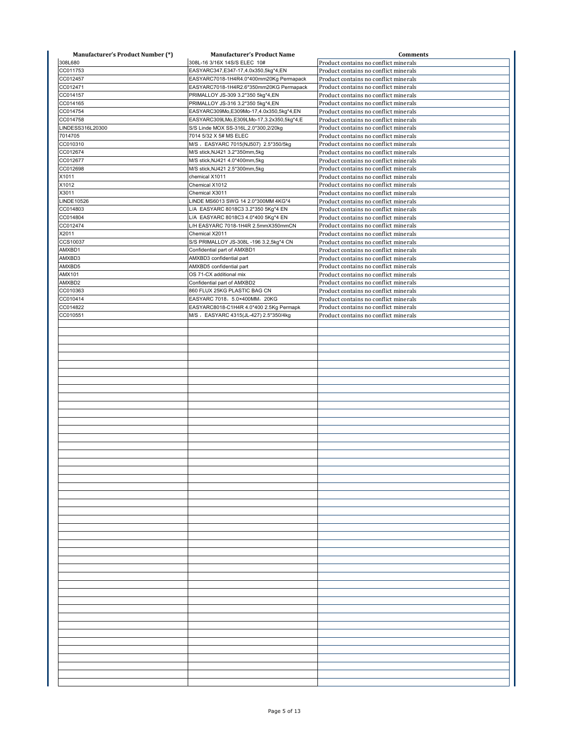| Manufacturer's Product Number (*) | Manufacturer's Product Name | Comments |
|---|---|---|
| 308L680 | 308L-16 3/16X 14S/S ELEC 10# | Product contains no conflict minerals |
| CC011753 | EASYARC347,E347-17,4.0x350,5kg*4,EN | Product contains no conflict minerals |
| CC012457 | EASYARC7018-1H4R4.0*400mm20Kg Permapack | Product contains no conflict minerals |
| CC012471 | EASYARC7018-1H4R2.6*350mm20KG Permapack | Product contains no conflict minerals |
| CC014157 | PRIMALLOY JS-309 3.2*350 5kg*4,EN | Product contains no conflict minerals |
| CC014165 | PRIMALLOY JS-316 3.2*350 5kg*4,EN | Product contains no conflict minerals |
| CC014754 | EASYARC309Mo,E309Mo-17,4.0x350,5kg*4,EN | Product contains no conflict minerals |
| CC014758 | EASYARC309LMo,E309LMo-17,3.2x350,5kg*4,E | Product contains no conflict minerals |
| LINDESS316L20300 | S/S Linde MOX SS-316L,2.0*300,2/20kg | Product contains no conflict minerals |
| 7014705 | 7014 5/32 X 5# MS ELEC | Product contains no conflict minerals |
| CC010310 | M/S，EASYARC 7015(NJ507) 2.5*350/5kg | Product contains no conflict minerals |
| CC012674 | M/S stick,NJ421 3.2*350mm,5kg | Product contains no conflict minerals |
| CC012677 | M/S stick,NJ421 4.0*400mm,5kg | Product contains no conflict minerals |
| CC012698 | M/S stick,NJ421 2.5*300mm,5kg | Product contains no conflict minerals |
| X1011 | chemical X1011 | Product contains no conflict minerals |
| X1012 | Chemical X1012 | Product contains no conflict minerals |
| X3011 | Chemical X3011 | Product contains no conflict minerals |
| LINDE10526 | LINDE MS6013 SWG 14 2.0*300MM 4KG*4 | Product contains no conflict minerals |
| CC014803 | L/A EASYARC 8018C3 3.2*350 5Kg*4 EN | Product contains no conflict minerals |
| CC014804 | L/A EASYARC 8018C3 4.0*400 5Kg*4 EN | Product contains no conflict minerals |
| CC012474 | L/H EASYARC 7018-1H4R 2.5mmX350mmCN | Product contains no conflict minerals |
| X2011 | Chemical X2011 | Product contains no conflict minerals |
| CCS10037 | S/S PRIMALLOY JS-308L -196 3.2,5kg*4 CN | Product contains no conflict minerals |
| AMXBD1 | Confidential part of AMXBD1 | Product contains no conflict minerals |
| AMXBD3 | AMXBD3 confidential part | Product contains no conflict minerals |
| AMXBD5 | AMXBD5 confidential part | Product contains no conflict minerals |
| AMX101 | OS 71-CX additional mix | Product contains no conflict minerals |
| AMXBD2 | Confidential part of AMXBD2 | Product contains no conflict minerals |
| CC010363 | 860 FLUX 25KG PLASTIC BAG CN | Product contains no conflict minerals |
| CC010414 | EASYARC 7018，5.0×400MM，20KG | Product contains no conflict minerals |
| CC014822 | EASYARC8018-C1H4R 4.0*400 2.5Kg Permapk | Product contains no conflict minerals |
| CC010551 | M/S，EASYARC 4315(JL-427) 2.5*350/4kg | Product contains no conflict minerals |